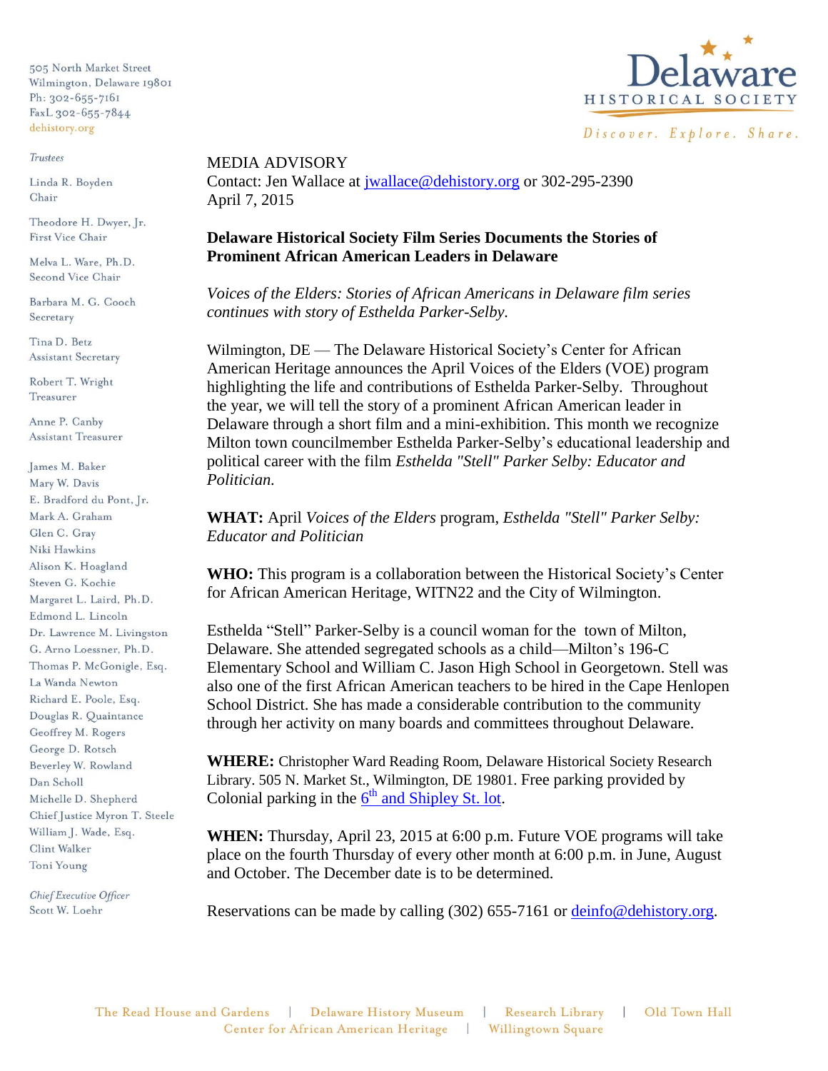505 North Market Street
Wilmington, Delaware 19801
Ph: 302-655-7161
FaxL 302-655-7844
dehistory.org

Delaware HISTORICAL SOCIETY
*Discover. Explore. Share.*

*Trustees*

Linda R. Boyden
Chair

Theodore H. Dwyer, Jr.
First Vice Chair

Melva L. Ware, Ph.D.
Second Vice Chair

Barbara M. G. Cooch
Secretary

Tina D. Betz
Assistant Secretary

Robert T. Wright
Treasurer

Anne P. Canby
Assistant Treasurer

James M. Baker
Mary W. Davis
E. Bradford du Pont, Jr.
Mark A. Graham
Glen C. Gray
Niki Hawkins
Alison K. Hoagland
Steven G. Kochie
Margaret L. Laird, Ph.D.
Edmond L. Lincoln
Dr. Lawrence M. Livingston
G. Arno Loessner, Ph.D.
Thomas P. McGonigle, Esq.
La Wanda Newton
Richard E. Poole, Esq.
Douglas R. Quaintance
Geoffrey M. Rogers
George D. Rotsch
Beverley W. Rowland
Dan Scholl
Michelle D. Shepherd
Chief Justice Myron T. Steele
William J. Wade, Esq.
Clint Walker
Toni Young

*Chief Executive Officer*
Scott W. Loehr

MEDIA ADVISORY
Contact: Jen Wallace at jwallace@dehistory.org or 302-295-2390
April 7, 2015

**Delaware Historical Society Film Series Documents the Stories of Prominent African American Leaders in Delaware**

*Voices of the Elders: Stories of African Americans in Delaware film series continues with story of Esthelda Parker-Selby.*

Wilmington, DE — The Delaware Historical Society's Center for African American Heritage announces the April Voices of the Elders (VOE) program highlighting the life and contributions of Esthelda Parker-Selby. Throughout the year, we will tell the story of a prominent African American leader in Delaware through a short film and a mini-exhibition. This month we recognize Milton town councilmember Esthelda Parker-Selby's educational leadership and political career with the film *Esthelda "Stell" Parker Selby: Educator and Politician.*

**WHAT:** April *Voices of the Elders* program, *Esthelda "Stell" Parker Selby: Educator and Politician*

**WHO:** This program is a collaboration between the Historical Society's Center for African American Heritage, WITN22 and the City of Wilmington.

Esthelda "Stell" Parker-Selby is a council woman for the town of Milton, Delaware. She attended segregated schools as a child—Milton's 196-C Elementary School and William C. Jason High School in Georgetown. Stell was also one of the first African American teachers to be hired in the Cape Henlopen School District. She has made a considerable contribution to the community through her activity on many boards and committees throughout Delaware.

**WHERE:** Christopher Ward Reading Room, Delaware Historical Society Research Library. 505 N. Market St., Wilmington, DE 19801. Free parking provided by Colonial parking in the 6th and Shipley St. lot.

**WHEN:** Thursday, April 23, 2015 at 6:00 p.m. Future VOE programs will take place on the fourth Thursday of every other month at 6:00 p.m. in June, August and October. The December date is to be determined.

Reservations can be made by calling (302) 655-7161 or deinfo@dehistory.org.

The Read House and Gardens | Delaware History Museum | Research Library | Old Town Hall
Center for African American Heritage | Willingtown Square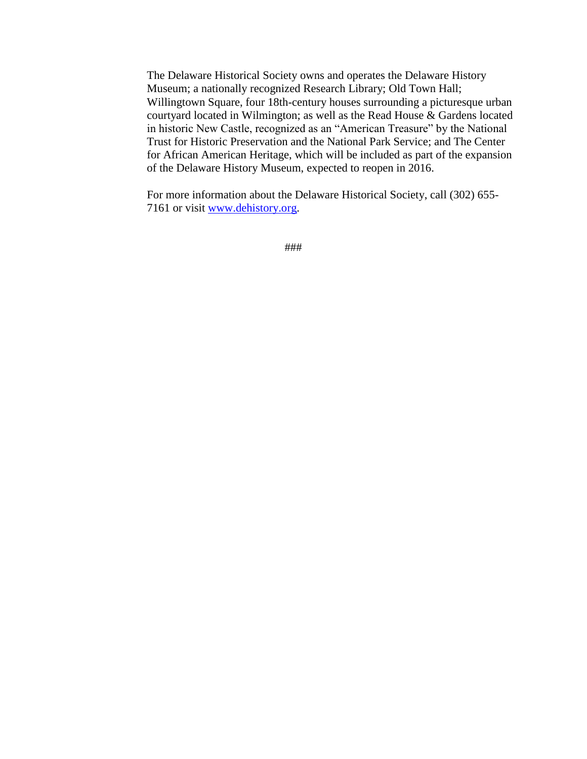The Delaware Historical Society owns and operates the Delaware History Museum; a nationally recognized Research Library; Old Town Hall; Willingtown Square, four 18th-century houses surrounding a picturesque urban courtyard located in Wilmington; as well as the Read House & Gardens located in historic New Castle, recognized as an "American Treasure" by the National Trust for Historic Preservation and the National Park Service; and The Center for African American Heritage, which will be included as part of the expansion of the Delaware History Museum, expected to reopen in 2016.

For more information about the Delaware Historical Society, call (302) 655-7161 or visit www.dehistory.org.

###